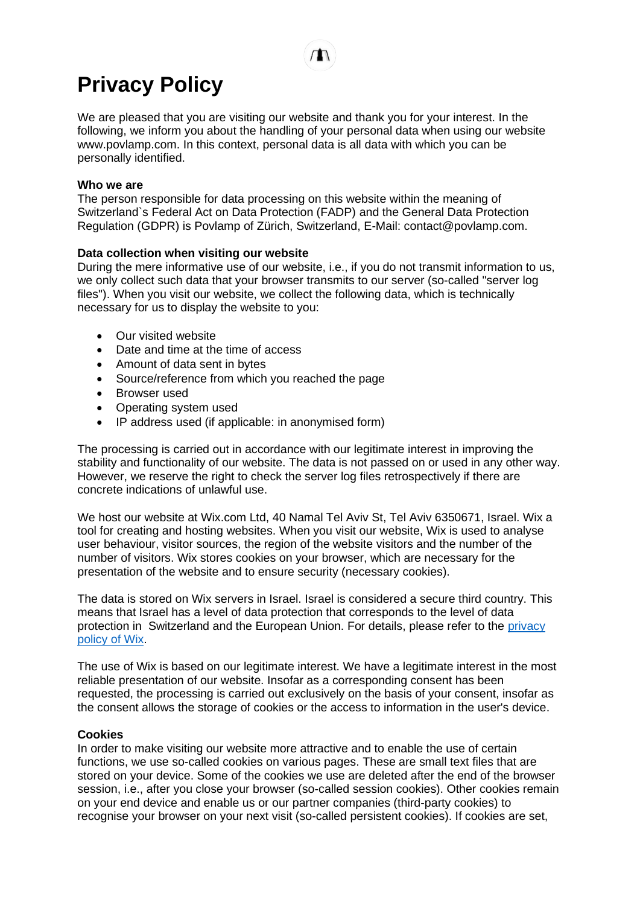# Privacy Policy

We are pleased that you are visiting our website and thank you for your interest. In the following, we inform you about the handling of your personal data when using our website www.povlamp.com. In this context, personal data is all data with which you can be personally identified.

**Who we are**
The person responsible for data processing on this website within the meaning of Switzerland`s Federal Act on Data Protection (FADP) and the General Data Protection Regulation (GDPR) is Povlamp of Zürich, Switzerland, E-Mail: contact@povlamp.com.

**Data collection when visiting our website**
During the mere informative use of our website, i.e., if you do not transmit information to us, we only collect such data that your browser transmits to our server (so-called "server log files"). When you visit our website, we collect the following data, which is technically necessary for us to display the website to you:

- Our visited website
- Date and time at the time of access
- Amount of data sent in bytes
- Source/reference from which you reached the page
- Browser used
- Operating system used
- IP address used (if applicable: in anonymised form)

The processing is carried out in accordance with our legitimate interest in improving the stability and functionality of our website. The data is not passed on or used in any other way. However, we reserve the right to check the server log files retrospectively if there are concrete indications of unlawful use.

We host our website at Wix.com Ltd, 40 Namal Tel Aviv St, Tel Aviv 6350671, Israel. Wix a tool for creating and hosting websites. When you visit our website, Wix is used to analyse user behaviour, visitor sources, the region of the website visitors and the number of visitors. Wix stores cookies on your browser, which are necessary for the presentation of the website and to ensure security (necessary cookies).

The data is stored on Wix servers in Israel. Israel is considered a secure third country. This means that Israel has a level of data protection that corresponds to the level of data protection in Switzerland and the European Union. For details, please refer to the [privacy policy of Wix](privacy policy of Wix).

The use of Wix is based on our legitimate interest. We have a legitimate interest in the most reliable presentation of our website. Insofar as a corresponding consent has been requested, the processing is carried out exclusively on the basis of your consent, insofar as the consent allows the storage of cookies or the access to information in the user's device.

**Cookies**
In order to make visiting our website more attractive and to enable the use of certain functions, we use so-called cookies on various pages. These are small text files that are stored on your device. Some of the cookies we use are deleted after the end of the browser session, i.e., after you close your browser (so-called session cookies). Other cookies remain on your end device and enable us or our partner companies (third-party cookies) to recognise your browser on your next visit (so-called persistent cookies). If cookies are set,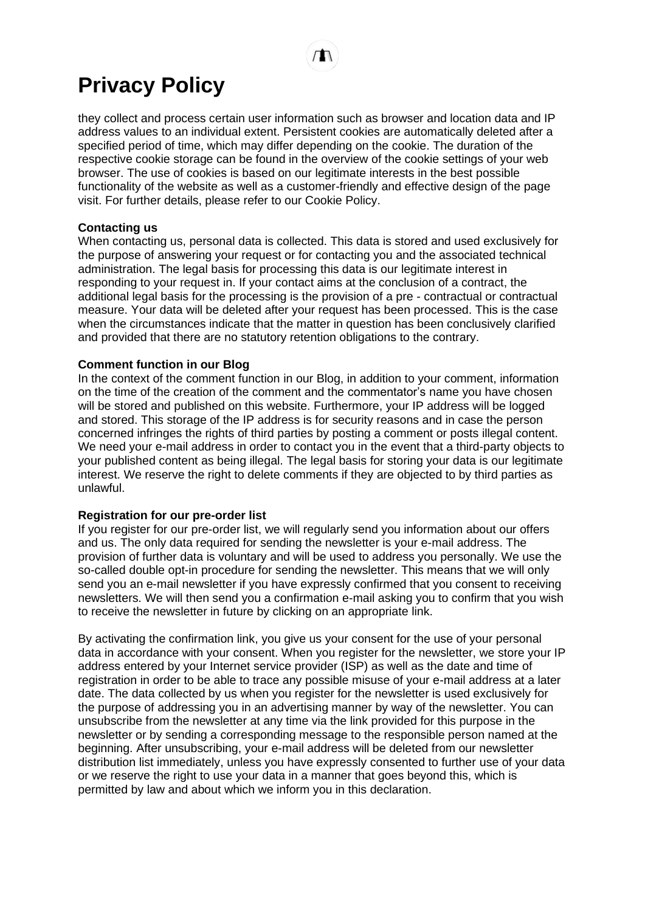# Privacy Policy

they collect and process certain user information such as browser and location data and IP address values to an individual extent. Persistent cookies are automatically deleted after a specified period of time, which may differ depending on the cookie. The duration of the respective cookie storage can be found in the overview of the cookie settings of your web browser. The use of cookies is based on our legitimate interests in the best possible functionality of the website as well as a customer-friendly and effective design of the page visit. For further details, please refer to our Cookie Policy.

**Contacting us**

When contacting us, personal data is collected. This data is stored and used exclusively for the purpose of answering your request or for contacting you and the associated technical administration. The legal basis for processing this data is our legitimate interest in responding to your request in. If your contact aims at the conclusion of a contract, the additional legal basis for the processing is the provision of a pre - contractual or contractual measure. Your data will be deleted after your request has been processed. This is the case when the circumstances indicate that the matter in question has been conclusively clarified and provided that there are no statutory retention obligations to the contrary.

**Comment function in our Blog**

In the context of the comment function in our Blog, in addition to your comment, information on the time of the creation of the comment and the commentator's name you have chosen will be stored and published on this website. Furthermore, your IP address will be logged and stored. This storage of the IP address is for security reasons and in case the person concerned infringes the rights of third parties by posting a comment or posts illegal content. We need your e-mail address in order to contact you in the event that a third-party objects to your published content as being illegal. The legal basis for storing your data is our legitimate interest. We reserve the right to delete comments if they are objected to by third parties as unlawful.

**Registration for our pre-order list**

If you register for our pre-order list, we will regularly send you information about our offers and us. The only data required for sending the newsletter is your e-mail address. The provision of further data is voluntary and will be used to address you personally. We use the so-called double opt-in procedure for sending the newsletter. This means that we will only send you an e-mail newsletter if you have expressly confirmed that you consent to receiving newsletters. We will then send you a confirmation e-mail asking you to confirm that you wish to receive the newsletter in future by clicking on an appropriate link.

By activating the confirmation link, you give us your consent for the use of your personal data in accordance with your consent. When you register for the newsletter, we store your IP address entered by your Internet service provider (ISP) as well as the date and time of registration in order to be able to trace any possible misuse of your e-mail address at a later date. The data collected by us when you register for the newsletter is used exclusively for the purpose of addressing you in an advertising manner by way of the newsletter. You can unsubscribe from the newsletter at any time via the link provided for this purpose in the newsletter or by sending a corresponding message to the responsible person named at the beginning. After unsubscribing, your e-mail address will be deleted from our newsletter distribution list immediately, unless you have expressly consented to further use of your data or we reserve the right to use your data in a manner that goes beyond this, which is permitted by law and about which we inform you in this declaration.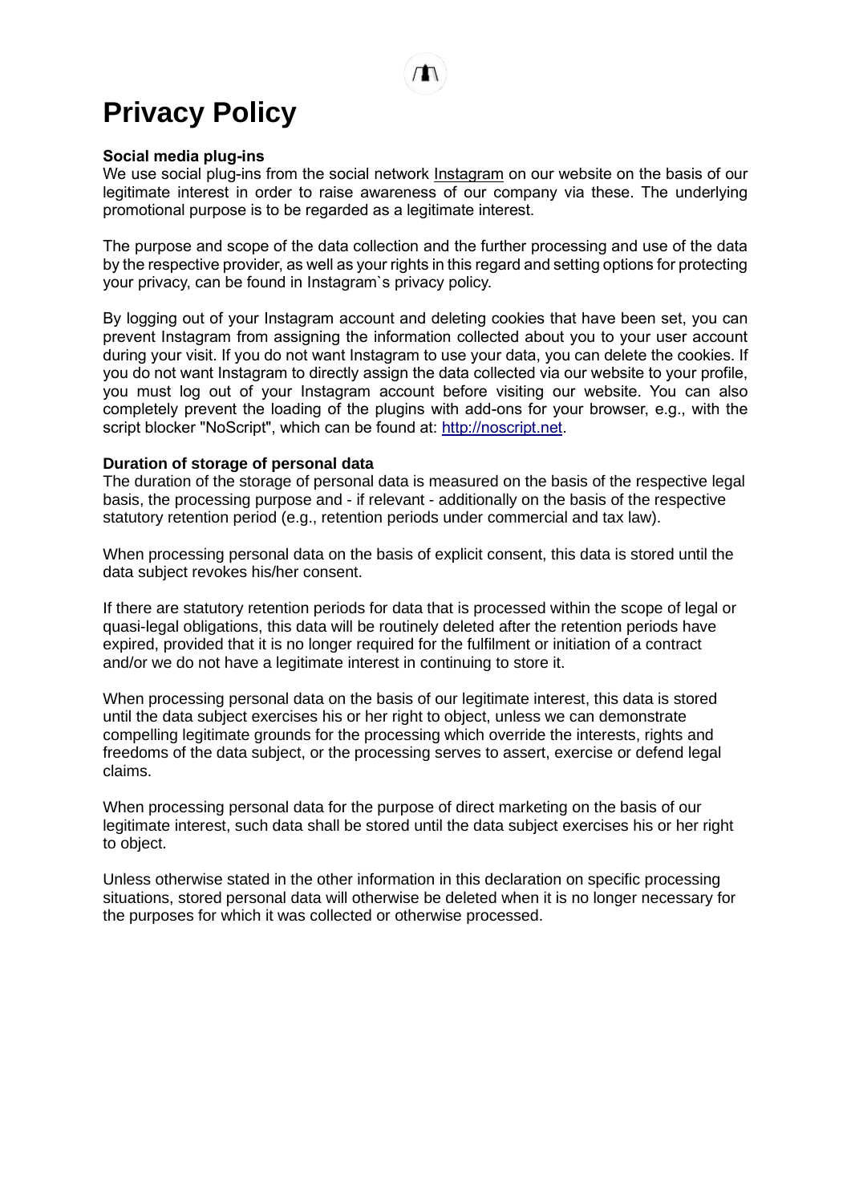# Privacy Policy

**Social media plug-ins**
We use social plug-ins from the social network Instagram on our website on the basis of our legitimate interest in order to raise awareness of our company via these. The underlying promotional purpose is to be regarded as a legitimate interest.

The purpose and scope of the data collection and the further processing and use of the data by the respective provider, as well as your rights in this regard and setting options for protecting your privacy, can be found in Instagram`s privacy policy.

By logging out of your Instagram account and deleting cookies that have been set, you can prevent Instagram from assigning the information collected about you to your user account during your visit. If you do not want Instagram to use your data, you can delete the cookies. If you do not want Instagram to directly assign the data collected via our website to your profile, you must log out of your Instagram account before visiting our website. You can also completely prevent the loading of the plugins with add-ons for your browser, e.g., with the script blocker "NoScript", which can be found at: http://noscript.net.

**Duration of storage of personal data**
The duration of the storage of personal data is measured on the basis of the respective legal basis, the processing purpose and - if relevant - additionally on the basis of the respective statutory retention period (e.g., retention periods under commercial and tax law).

When processing personal data on the basis of explicit consent, this data is stored until the data subject revokes his/her consent.

If there are statutory retention periods for data that is processed within the scope of legal or quasi-legal obligations, this data will be routinely deleted after the retention periods have expired, provided that it is no longer required for the fulfilment or initiation of a contract and/or we do not have a legitimate interest in continuing to store it.

When processing personal data on the basis of our legitimate interest, this data is stored until the data subject exercises his or her right to object, unless we can demonstrate compelling legitimate grounds for the processing which override the interests, rights and freedoms of the data subject, or the processing serves to assert, exercise or defend legal claims.

When processing personal data for the purpose of direct marketing on the basis of our legitimate interest, such data shall be stored until the data subject exercises his or her right to object.

Unless otherwise stated in the other information in this declaration on specific processing situations, stored personal data will otherwise be deleted when it is no longer necessary for the purposes for which it was collected or otherwise processed.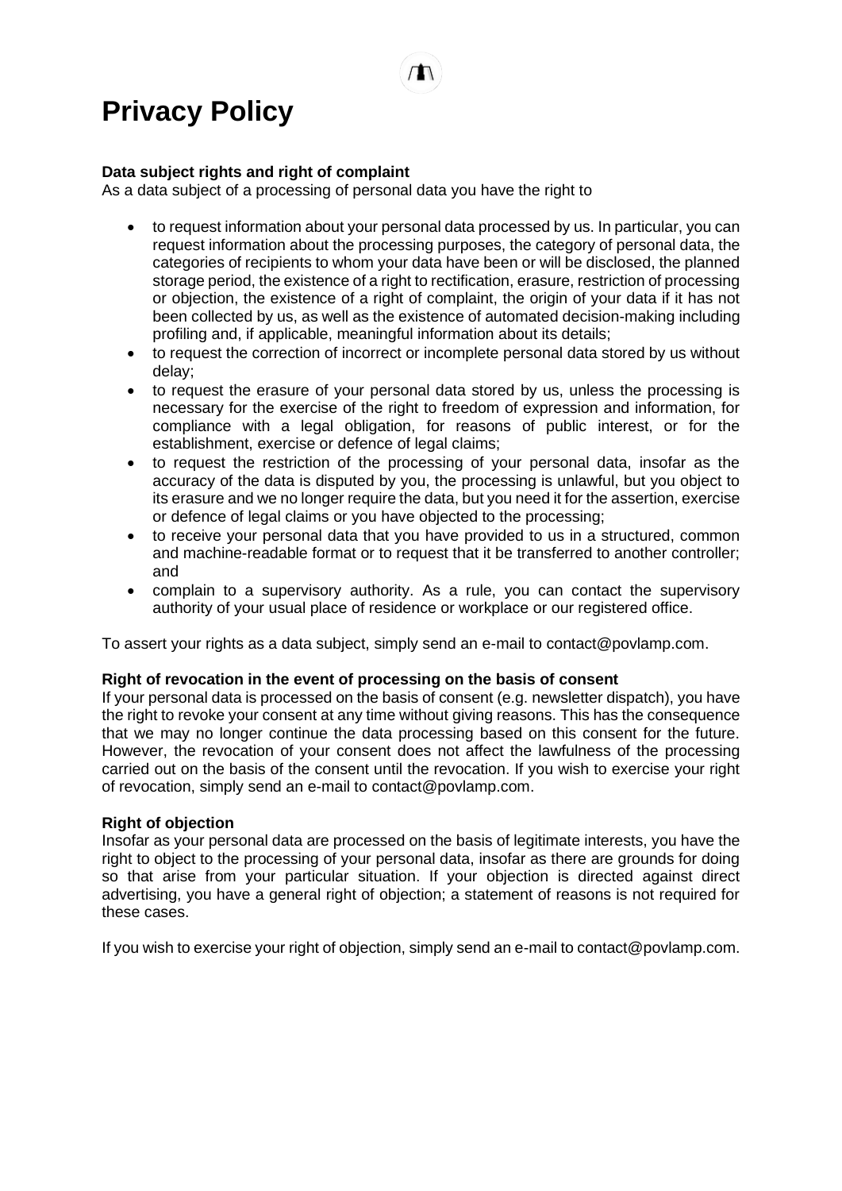# Privacy Policy

**Data subject rights and right of complaint**
As a data subject of a processing of personal data you have the right to

- to request information about your personal data processed by us. In particular, you can request information about the processing purposes, the category of personal data, the categories of recipients to whom your data have been or will be disclosed, the planned storage period, the existence of a right to rectification, erasure, restriction of processing or objection, the existence of a right of complaint, the origin of your data if it has not been collected by us, as well as the existence of automated decision-making including profiling and, if applicable, meaningful information about its details;
- to request the correction of incorrect or incomplete personal data stored by us without delay;
- to request the erasure of your personal data stored by us, unless the processing is necessary for the exercise of the right to freedom of expression and information, for compliance with a legal obligation, for reasons of public interest, or for the establishment, exercise or defence of legal claims;
- to request the restriction of the processing of your personal data, insofar as the accuracy of the data is disputed by you, the processing is unlawful, but you object to its erasure and we no longer require the data, but you need it for the assertion, exercise or defence of legal claims or you have objected to the processing;
- to receive your personal data that you have provided to us in a structured, common and machine-readable format or to request that it be transferred to another controller; and
- complain to a supervisory authority. As a rule, you can contact the supervisory authority of your usual place of residence or workplace or our registered office.

To assert your rights as a data subject, simply send an e-mail to contact@povlamp.com.

**Right of revocation in the event of processing on the basis of consent**
If your personal data is processed on the basis of consent (e.g. newsletter dispatch), you have the right to revoke your consent at any time without giving reasons. This has the consequence that we may no longer continue the data processing based on this consent for the future. However, the revocation of your consent does not affect the lawfulness of the processing carried out on the basis of the consent until the revocation. If you wish to exercise your right of revocation, simply send an e-mail to contact@povlamp.com.

**Right of objection**
Insofar as your personal data are processed on the basis of legitimate interests, you have the right to object to the processing of your personal data, insofar as there are grounds for doing so that arise from your particular situation. If your objection is directed against direct advertising, you have a general right of objection; a statement of reasons is not required for these cases.

If you wish to exercise your right of objection, simply send an e-mail to contact@povlamp.com.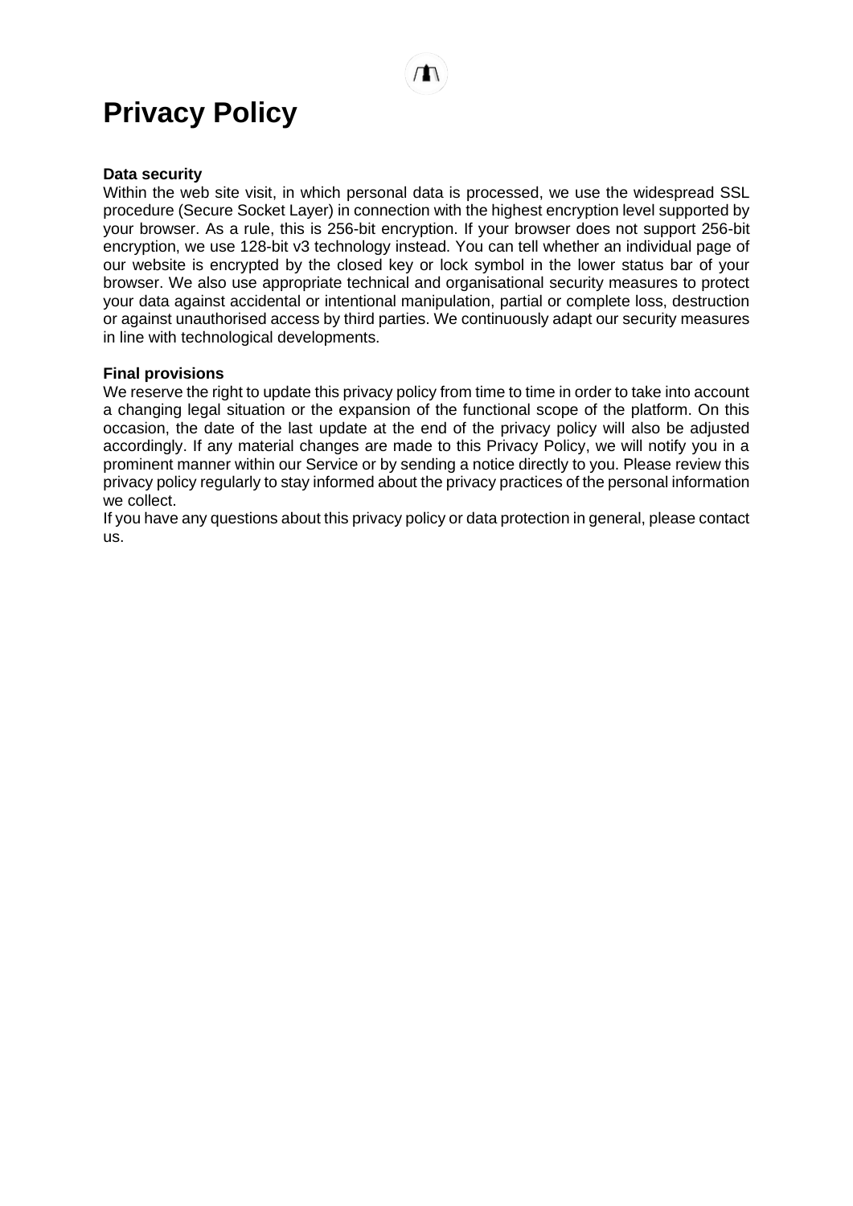# Privacy Policy

**Data security**

Within the web site visit, in which personal data is processed, we use the widespread SSL procedure (Secure Socket Layer) in connection with the highest encryption level supported by your browser. As a rule, this is 256-bit encryption. If your browser does not support 256-bit encryption, we use 128-bit v3 technology instead. You can tell whether an individual page of our website is encrypted by the closed key or lock symbol in the lower status bar of your browser. We also use appropriate technical and organisational security measures to protect your data against accidental or intentional manipulation, partial or complete loss, destruction or against unauthorised access by third parties. We continuously adapt our security measures in line with technological developments.

**Final provisions**

We reserve the right to update this privacy policy from time to time in order to take into account a changing legal situation or the expansion of the functional scope of the platform. On this occasion, the date of the last update at the end of the privacy policy will also be adjusted accordingly. If any material changes are made to this Privacy Policy, we will notify you in a prominent manner within our Service or by sending a notice directly to you. Please review this privacy policy regularly to stay informed about the privacy practices of the personal information we collect.

If you have any questions about this privacy policy or data protection in general, please contact us.